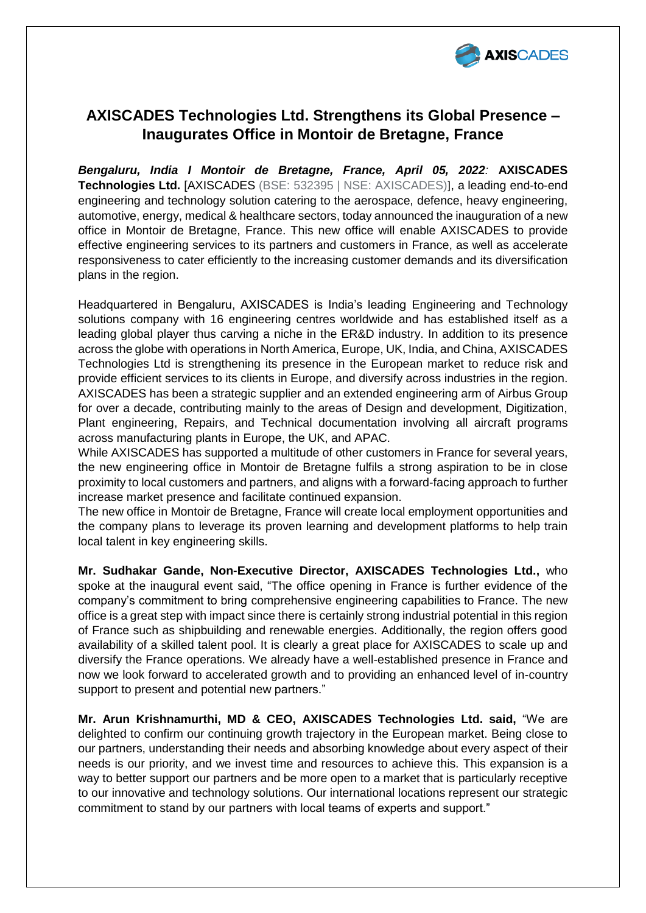# AXISCADES Technologies Ltd. Strengthens its Global Presence – Inaugurates Office in Montoir de Bretagne, France

***Bengaluru, India I Montoir de Bretagne, France, April 05, 2022**:* **AXISCADES Technologies Ltd.** [AXISCADES (BSE: 532395 | NSE: AXISCADES)], a leading end-to-end engineering and technology solution catering to the aerospace, defence, heavy engineering, automotive, energy, medical & healthcare sectors, today announced the inauguration of a new office in Montoir de Bretagne, France. This new office will enable AXISCADES to provide effective engineering services to its partners and customers in France, as well as accelerate responsiveness to cater efficiently to the increasing customer demands and its diversification plans in the region.

Headquartered in Bengaluru, AXISCADES is India's leading Engineering and Technology solutions company with 16 engineering centres worldwide and has established itself as a leading global player thus carving a niche in the ER&D industry. In addition to its presence across the globe with operations in North America, Europe, UK, India, and China, AXISCADES Technologies Ltd is strengthening its presence in the European market to reduce risk and provide efficient services to its clients in Europe, and diversify across industries in the region. AXISCADES has been a strategic supplier and an extended engineering arm of Airbus Group for over a decade, contributing mainly to the areas of Design and development, Digitization, Plant engineering, Repairs, and Technical documentation involving all aircraft programs across manufacturing plants in Europe, the UK, and APAC.

While AXISCADES has supported a multitude of other customers in France for several years, the new engineering office in Montoir de Bretagne fulfils a strong aspiration to be in close proximity to local customers and partners, and aligns with a forward-facing approach to further increase market presence and facilitate continued expansion.

The new office in Montoir de Bretagne, France will create local employment opportunities and the company plans to leverage its proven learning and development platforms to help train local talent in key engineering skills.

**Mr. Sudhakar Gande, Non-Executive Director, AXISCADES Technologies Ltd.,** who spoke at the inaugural event said, "The office opening in France is further evidence of the company's commitment to bring comprehensive engineering capabilities to France. The new office is a great step with impact since there is certainly strong industrial potential in this region of France such as shipbuilding and renewable energies. Additionally, the region offers good availability of a skilled talent pool. It is clearly a great place for AXISCADES to scale up and diversify the France operations. We already have a well-established presence in France and now we look forward to accelerated growth and to providing an enhanced level of in-country support to present and potential new partners."

**Mr. Arun Krishnamurthi, MD & CEO, AXISCADES Technologies Ltd. said,** "We are delighted to confirm our continuing growth trajectory in the European market. Being close to our partners, understanding their needs and absorbing knowledge about every aspect of their needs is our priority, and we invest time and resources to achieve this. This expansion is a way to better support our partners and be more open to a market that is particularly receptive to our innovative and technology solutions. Our international locations represent our strategic commitment to stand by our partners with local teams of experts and support."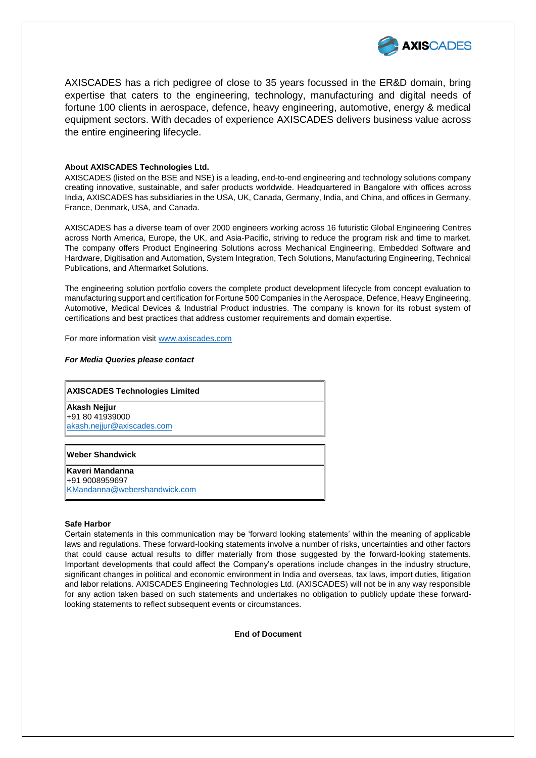AXISCADES has a rich pedigree of close to 35 years focussed in the ER&D domain, bring expertise that caters to the engineering, technology, manufacturing and digital needs of fortune 100 clients in aerospace, defence, heavy engineering, automotive, energy & medical equipment sectors. With decades of experience AXISCADES delivers business value across the entire engineering lifecycle.

**About AXISCADES Technologies Ltd.**

AXISCADES (listed on the BSE and NSE) is a leading, end-to-end engineering and technology solutions company creating innovative, sustainable, and safer products worldwide. Headquartered in Bangalore with offices across India, AXISCADES has subsidiaries in the USA, UK, Canada, Germany, India, and China, and offices in Germany, France, Denmark, USA, and Canada.

AXISCADES has a diverse team of over 2000 engineers working across 16 futuristic Global Engineering Centres across North America, Europe, the UK, and Asia-Pacific, striving to reduce the program risk and time to market. The company offers Product Engineering Solutions across Mechanical Engineering, Embedded Software and Hardware, Digitisation and Automation, System Integration, Tech Solutions, Manufacturing Engineering, Technical Publications, and Aftermarket Solutions.

The engineering solution portfolio covers the complete product development lifecycle from concept evaluation to manufacturing support and certification for Fortune 500 Companies in the Aerospace, Defence, Heavy Engineering, Automotive, Medical Devices & Industrial Product industries. The company is known for its robust system of certifications and best practices that address customer requirements and domain expertise.

For more information visit www.axiscades.com

***For Media Queries please contact***

| **AXISCADES Technologies Limited** |
|---|
| **Akash Nejjur**<br>+91 80 41939000<br>akash.nejjur@axiscades.com |

| **Weber Shandwick** |
|---|
| **Kaveri Mandanna**<br>+91 9008959697<br>KMandanna@webershandwick.com |

**Safe Harbor**

Certain statements in this communication may be 'forward looking statements' within the meaning of applicable laws and regulations. These forward-looking statements involve a number of risks, uncertainties and other factors that could cause actual results to differ materially from those suggested by the forward-looking statements. Important developments that could affect the Company's operations include changes in the industry structure, significant changes in political and economic environment in India and overseas, tax laws, import duties, litigation and labor relations. AXISCADES Engineering Technologies Ltd. (AXISCADES) will not be in any way responsible for any action taken based on such statements and undertakes no obligation to publicly update these forward-looking statements to reflect subsequent events or circumstances.

**End of Document**